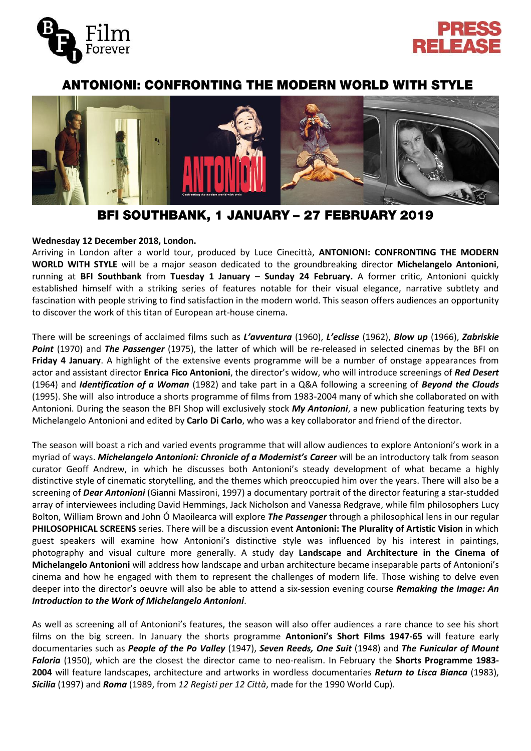# ANTONIONI: CONFRONTING THE MODERN WORLD WITH STYLE

## BFI SOUTHBANK, 1 JANUARY – 27 FEBRUARY 2019

**Wednesday 12 December 2018, London.**
Arriving in London after a world tour, produced by Luce Cinecittà, **ANTONIONI: CONFRONTING THE MODERN WORLD WITH STYLE** will be a major season dedicated to the groundbreaking director **Michelangelo Antonioni**, running at **BFI Southbank** from **Tuesday 1 January** – **Sunday 24 February.** A former critic, Antonioni quickly established himself with a striking series of features notable for their visual elegance, narrative subtlety and fascination with people striving to find satisfaction in the modern world. This season offers audiences an opportunity to discover the work of this titan of European art-house cinema.

There will be screenings of acclaimed films such as ***L'avventura*** (1960), ***L'eclisse*** (1962), ***Blow up*** (1966), ***Zabriskie Point*** (1970) and ***The Passenger*** (1975), the latter of which will be re-released in selected cinemas by the BFI on **Friday 4 January**. A highlight of the extensive events programme will be a number of onstage appearances from actor and assistant director **Enrica Fico Antonioni**, the director's widow, who will introduce screenings of ***Red Desert*** (1964) and ***Identification of a Woman*** (1982) and take part in a Q&A following a screening of ***Beyond the Clouds*** (1995). She will also introduce a shorts programme of films from 1983-2004 many of which she collaborated on with Antonioni. During the season the BFI Shop will exclusively stock ***My Antonioni***, a new publication featuring texts by Michelangelo Antonioni and edited by **Carlo Di Carlo**, who was a key collaborator and friend of the director.

The season will boast a rich and varied events programme that will allow audiences to explore Antonioni's work in a myriad of ways. ***Michelangelo Antonioni: Chronicle of a Modernist's Career*** will be an introductory talk from season curator Geoff Andrew, in which he discusses both Antonioni's steady development of what became a highly distinctive style of cinematic storytelling, and the themes which preoccupied him over the years. There will also be a screening of ***Dear Antonioni*** (Gianni Massironi, 1997) a documentary portrait of the director featuring a star-studded array of interviewees including David Hemmings, Jack Nicholson and Vanessa Redgrave, while film philosophers Lucy Bolton, William Brown and John Ó Maoilearca will explore ***The Passenger*** through a philosophical lens in our regular **PHILOSOPHICAL SCREENS** series. There will be a discussion event **Antonioni: The Plurality of Artistic Vision** in which guest speakers will examine how Antonioni's distinctive style was influenced by his interest in paintings, photography and visual culture more generally. A study day **Landscape and Architecture in the Cinema of Michelangelo Antonioni** will address how landscape and urban architecture became inseparable parts of Antonioni's cinema and how he engaged with them to represent the challenges of modern life. Those wishing to delve even deeper into the director's oeuvre will also be able to attend a six-session evening course ***Remaking the Image: An Introduction to the Work of Michelangelo Antonioni***.

As well as screening all of Antonioni's features, the season will also offer audiences a rare chance to see his short films on the big screen. In January the shorts programme **Antonioni's Short Films 1947-65** will feature early documentaries such as ***People of the Po Valley*** (1947), ***Seven Reeds, One Suit*** (1948) and ***The Funicular of Mount Faloria*** (1950), which are the closest the director came to neo-realism. In February the **Shorts Programme 1983-2004** will feature landscapes, architecture and artworks in wordless documentaries ***Return to Lisca Bianca*** (1983), ***Sicilia*** (1997) and ***Roma*** (1989, from *12 Registi per 12 Città*, made for the 1990 World Cup).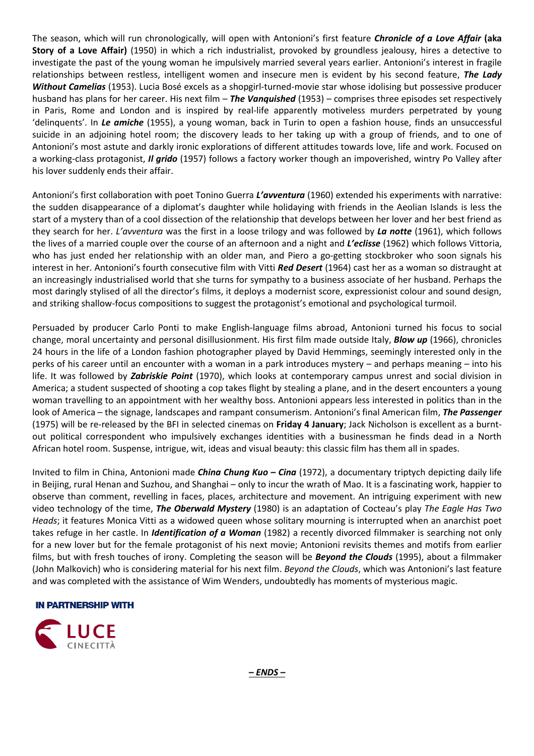The season, which will run chronologically, will open with Antonioni's first feature ***Chronicle of a Love Affair*** **(aka Story of a Love Affair)** (1950) in which a rich industrialist, provoked by groundless jealousy, hires a detective to investigate the past of the young woman he impulsively married several years earlier. Antonioni's interest in fragile relationships between restless, intelligent women and insecure men is evident by his second feature, ***The Lady Without Camelias*** (1953). Lucia Bosé excels as a shopgirl-turned-movie star whose idolising but possessive producer husband has plans for her career. His next film – ***The Vanquished*** (1953) – comprises three episodes set respectively in Paris, Rome and London and is inspired by real-life apparently motiveless murders perpetrated by young 'delinquents'. In ***Le amiche*** (1955), a young woman, back in Turin to open a fashion house, finds an unsuccessful suicide in an adjoining hotel room; the discovery leads to her taking up with a group of friends, and to one of Antonioni's most astute and darkly ironic explorations of different attitudes towards love, life and work. Focused on a working-class protagonist, ***Il grido*** (1957) follows a factory worker though an impoverished, wintry Po Valley after his lover suddenly ends their affair.

Antonioni's first collaboration with poet Tonino Guerra ***L'avventura*** (1960) extended his experiments with narrative: the sudden disappearance of a diplomat's daughter while holidaying with friends in the Aeolian Islands is less the start of a mystery than of a cool dissection of the relationship that develops between her lover and her best friend as they search for her. *L'avventura* was the first in a loose trilogy and was followed by ***La notte*** (1961), which follows the lives of a married couple over the course of an afternoon and a night and ***L'eclisse*** (1962) which follows Vittoria, who has just ended her relationship with an older man, and Piero a go-getting stockbroker who soon signals his interest in her. Antonioni's fourth consecutive film with Vitti ***Red Desert*** (1964) cast her as a woman so distraught at an increasingly industrialised world that she turns for sympathy to a business associate of her husband. Perhaps the most daringly stylised of all the director's films, it deploys a modernist score, expressionist colour and sound design, and striking shallow-focus compositions to suggest the protagonist's emotional and psychological turmoil.

Persuaded by producer Carlo Ponti to make English-language films abroad, Antonioni turned his focus to social change, moral uncertainty and personal disillusionment. His first film made outside Italy, ***Blow up*** (1966), chronicles 24 hours in the life of a London fashion photographer played by David Hemmings, seemingly interested only in the perks of his career until an encounter with a woman in a park introduces mystery – and perhaps meaning – into his life. It was followed by ***Zabriskie Point*** (1970), which looks at contemporary campus unrest and social division in America; a student suspected of shooting a cop takes flight by stealing a plane, and in the desert encounters a young woman travelling to an appointment with her wealthy boss. Antonioni appears less interested in politics than in the look of America – the signage, landscapes and rampant consumerism. Antonioni's final American film, ***The Passenger*** (1975) will be re-released by the BFI in selected cinemas on **Friday 4 January**; Jack Nicholson is excellent as a burnt-out political correspondent who impulsively exchanges identities with a businessman he finds dead in a North African hotel room. Suspense, intrigue, wit, ideas and visual beauty: this classic film has them all in spades.

Invited to film in China, Antonioni made ***China Chung Kuo – Cina*** (1972), a documentary triptych depicting daily life in Beijing, rural Henan and Suzhou, and Shanghai – only to incur the wrath of Mao. It is a fascinating work, happier to observe than comment, revelling in faces, places, architecture and movement. An intriguing experiment with new video technology of the time, ***The Oberwald Mystery*** (1980) is an adaptation of Cocteau's play *The Eagle Has Two Heads*; it features Monica Vitti as a widowed queen whose solitary mourning is interrupted when an anarchist poet takes refuge in her castle. In ***Identification of a Woman*** (1982) a recently divorced filmmaker is searching not only for a new lover but for the female protagonist of his next movie; Antonioni revisits themes and motifs from earlier films, but with fresh touches of irony. Completing the season will be ***Beyond the Clouds*** (1995), about a filmmaker (John Malkovich) who is considering material for his next film. *Beyond the Clouds*, which was Antonioni's last feature and was completed with the assistance of Wim Wenders, undoubtedly has moments of mysterious magic.

**IN PARTNERSHIP WITH**

LUCE CINECITTÀ

***– ENDS –***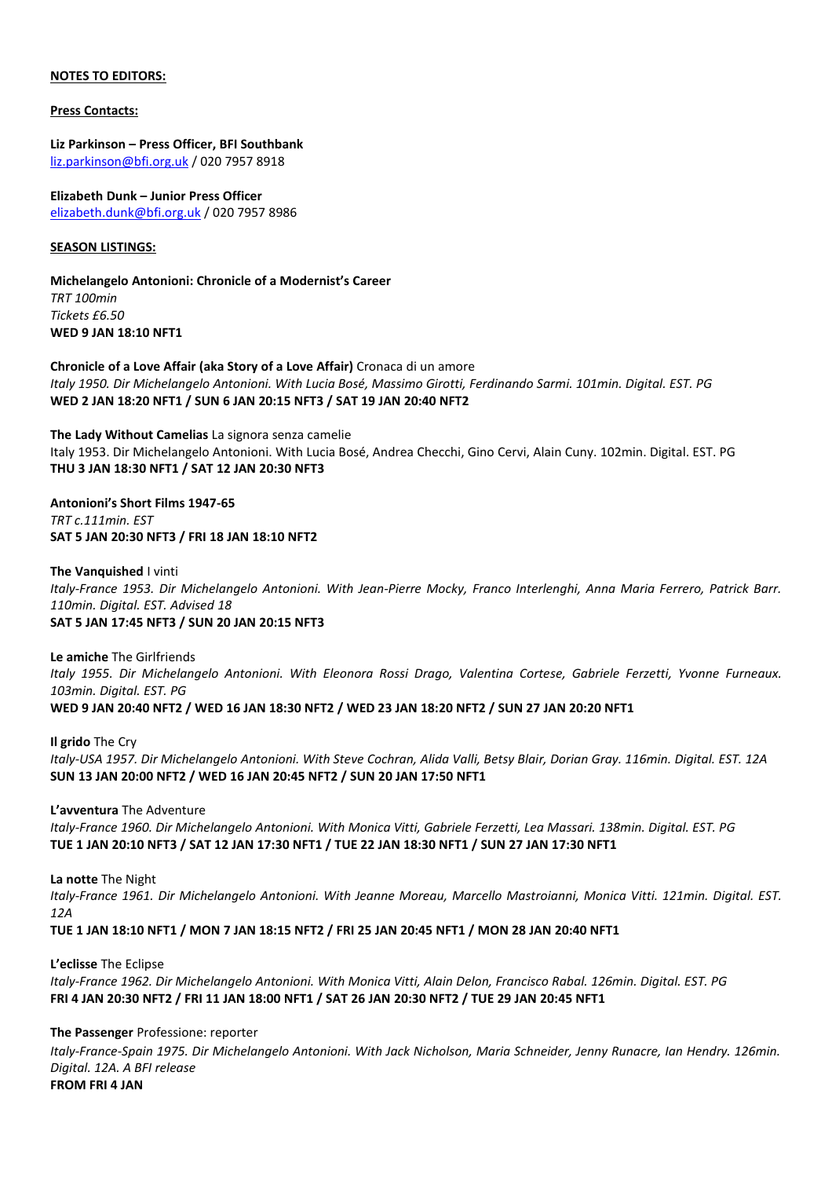**NOTES TO EDITORS:**

**Press Contacts:**

**Liz Parkinson – Press Officer, BFI Southbank**
liz.parkinson@bfi.org.uk / 020 7957 8918

**Elizabeth Dunk – Junior Press Officer**
elizabeth.dunk@bfi.org.uk / 020 7957 8986

**SEASON LISTINGS:**

**Michelangelo Antonioni: Chronicle of a Modernist's Career**
*TRT 100min*
*Tickets £6.50*
**WED 9 JAN 18:10 NFT1**

**Chronicle of a Love Affair (aka Story of a Love Affair)** Cronaca di un amore
*Italy 1950. Dir Michelangelo Antonioni. With Lucia Bosé, Massimo Girotti, Ferdinando Sarmi. 101min. Digital. EST. PG*
**WED 2 JAN 18:20 NFT1 / SUN 6 JAN 20:15 NFT3 / SAT 19 JAN 20:40 NFT2**

**The Lady Without Camelias** La signora senza camelie
Italy 1953. Dir Michelangelo Antonioni. With Lucia Bosé, Andrea Checchi, Gino Cervi, Alain Cuny. 102min. Digital. EST. PG
**THU 3 JAN 18:30 NFT1 / SAT 12 JAN 20:30 NFT3**

**Antonioni's Short Films 1947-65**
*TRT c.111min. EST*
**SAT 5 JAN 20:30 NFT3 / FRI 18 JAN 18:10 NFT2**

**The Vanquished** I vinti
*Italy-France 1953. Dir Michelangelo Antonioni. With Jean-Pierre Mocky, Franco Interlenghi, Anna Maria Ferrero, Patrick Barr. 110min. Digital. EST. Advised 18*
**SAT 5 JAN 17:45 NFT3 / SUN 20 JAN 20:15 NFT3**

**Le amiche** The Girlfriends
*Italy 1955. Dir Michelangelo Antonioni. With Eleonora Rossi Drago, Valentina Cortese, Gabriele Ferzetti, Yvonne Furneaux. 103min. Digital. EST. PG*
**WED 9 JAN 20:40 NFT2 / WED 16 JAN 18:30 NFT2 / WED 23 JAN 18:20 NFT2 / SUN 27 JAN 20:20 NFT1**

**Il grido** The Cry
*Italy-USA 1957. Dir Michelangelo Antonioni. With Steve Cochran, Alida Valli, Betsy Blair, Dorian Gray. 116min. Digital. EST. 12A*
**SUN 13 JAN 20:00 NFT2 / WED 16 JAN 20:45 NFT2 / SUN 20 JAN 17:50 NFT1**

**L'avventura** The Adventure
*Italy-France 1960. Dir Michelangelo Antonioni. With Monica Vitti, Gabriele Ferzetti, Lea Massari. 138min. Digital. EST. PG*
**TUE 1 JAN 20:10 NFT3 / SAT 12 JAN 17:30 NFT1 / TUE 22 JAN 18:30 NFT1 / SUN 27 JAN 17:30 NFT1**

**La notte** The Night
*Italy-France 1961. Dir Michelangelo Antonioni. With Jeanne Moreau, Marcello Mastroianni, Monica Vitti. 121min. Digital. EST. 12A*
**TUE 1 JAN 18:10 NFT1 / MON 7 JAN 18:15 NFT2 / FRI 25 JAN 20:45 NFT1 / MON 28 JAN 20:40 NFT1**

**L'eclisse** The Eclipse
*Italy-France 1962. Dir Michelangelo Antonioni. With Monica Vitti, Alain Delon, Francisco Rabal. 126min. Digital. EST. PG*
**FRI 4 JAN 20:30 NFT2 / FRI 11 JAN 18:00 NFT1 / SAT 26 JAN 20:30 NFT2 / TUE 29 JAN 20:45 NFT1**

**The Passenger** Professione: reporter
*Italy-France-Spain 1975. Dir Michelangelo Antonioni. With Jack Nicholson, Maria Schneider, Jenny Runacre, Ian Hendry. 126min. Digital. 12A. A BFI release*
**FROM FRI 4 JAN**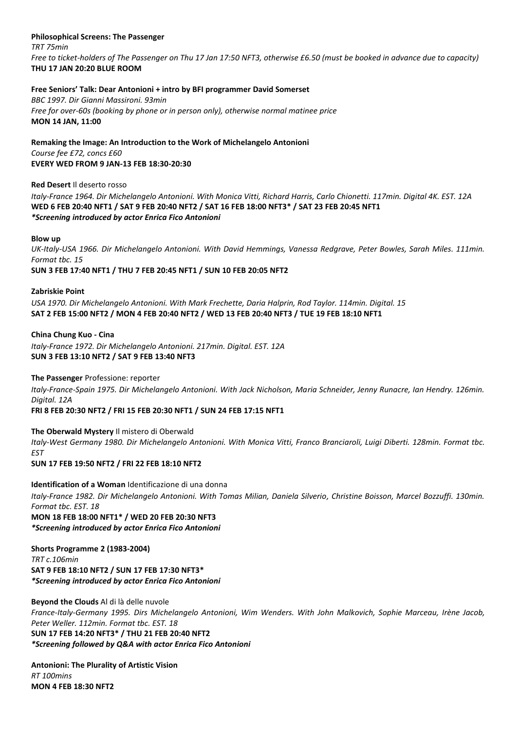**Philosophical Screens: The Passenger**
*TRT 75min*
*Free to ticket-holders of The Passenger on Thu 17 Jan 17:50 NFT3, otherwise £6.50 (must be booked in advance due to capacity)*
**THU 17 JAN 20:20 BLUE ROOM**

**Free Seniors' Talk: Dear Antonioni + intro by BFI programmer David Somerset**
*BBC 1997. Dir Gianni Massironi. 93min*
*Free for over-60s (booking by phone or in person only), otherwise normal matinee price*
**MON 14 JAN, 11:00**

**Remaking the Image: An Introduction to the Work of Michelangelo Antonioni**
*Course fee £72, concs £60*
**EVERY WED FROM 9 JAN-13 FEB 18:30-20:30**

**Red Desert** Il deserto rosso
*Italy-France 1964. Dir Michelangelo Antonioni. With Monica Vitti, Richard Harris, Carlo Chionetti. 117min. Digital 4K. EST. 12A*
**WED 6 FEB 20:40 NFT1 / SAT 9 FEB 20:40 NFT2 / SAT 16 FEB 18:00 NFT3* / SAT 23 FEB 20:45 NFT1**
***Screening introduced by actor Enrica Fico Antonioni***

**Blow up**
*UK-Italy-USA 1966. Dir Michelangelo Antonioni. With David Hemmings, Vanessa Redgrave, Peter Bowles, Sarah Miles. 111min. Format tbc. 15*
**SUN 3 FEB 17:40 NFT1 / THU 7 FEB 20:45 NFT1 / SUN 10 FEB 20:05 NFT2**

**Zabriskie Point**
*USA 1970. Dir Michelangelo Antonioni. With Mark Frechette, Daria Halprin, Rod Taylor. 114min. Digital. 15*
**SAT 2 FEB 15:00 NFT2 / MON 4 FEB 20:40 NFT2 / WED 13 FEB 20:40 NFT3 / TUE 19 FEB 18:10 NFT1**

**China Chung Kuo - Cina**
*Italy-France 1972. Dir Michelangelo Antonioni. 217min. Digital. EST. 12A*
**SUN 3 FEB 13:10 NFT2 / SAT 9 FEB 13:40 NFT3**

**The Passenger** Professione: reporter
*Italy-France-Spain 1975. Dir Michelangelo Antonioni. With Jack Nicholson, Maria Schneider, Jenny Runacre, Ian Hendry. 126min. Digital. 12A*
**FRI 8 FEB 20:30 NFT2 / FRI 15 FEB 20:30 NFT1 / SUN 24 FEB 17:15 NFT1**

**The Oberwald Mystery** Il mistero di Oberwald
*Italy-West Germany 1980. Dir Michelangelo Antonioni. With Monica Vitti, Franco Branciaroli, Luigi Diberti. 128min. Format tbc. EST*
**SUN 17 FEB 19:50 NFT2 / FRI 22 FEB 18:10 NFT2**

**Identification of a Woman** Identificazione di una donna
*Italy-France 1982. Dir Michelangelo Antonioni. With Tomas Milian, Daniela Silverio, Christine Boisson, Marcel Bozzuffi. 130min. Format tbc. EST. 18*
**MON 18 FEB 18:00 NFT1* / WED 20 FEB 20:30 NFT3**
***Screening introduced by actor Enrica Fico Antonioni***

**Shorts Programme 2 (1983-2004)**
*TRT c.106min*
**SAT 9 FEB 18:10 NFT2 / SUN 17 FEB 17:30 NFT3***
***Screening introduced by actor Enrica Fico Antonioni***

**Beyond the Clouds** Al di là delle nuvole
*France-Italy-Germany 1995. Dirs Michelangelo Antonioni, Wim Wenders. With John Malkovich, Sophie Marceau, Irène Jacob, Peter Weller. 112min. Format tbc. EST. 18*
**SUN 17 FEB 14:20 NFT3* / THU 21 FEB 20:40 NFT2**
***Screening followed by Q&A with actor Enrica Fico Antonioni***

**Antonioni: The Plurality of Artistic Vision**
*RT 100mins*
**MON 4 FEB 18:30 NFT2**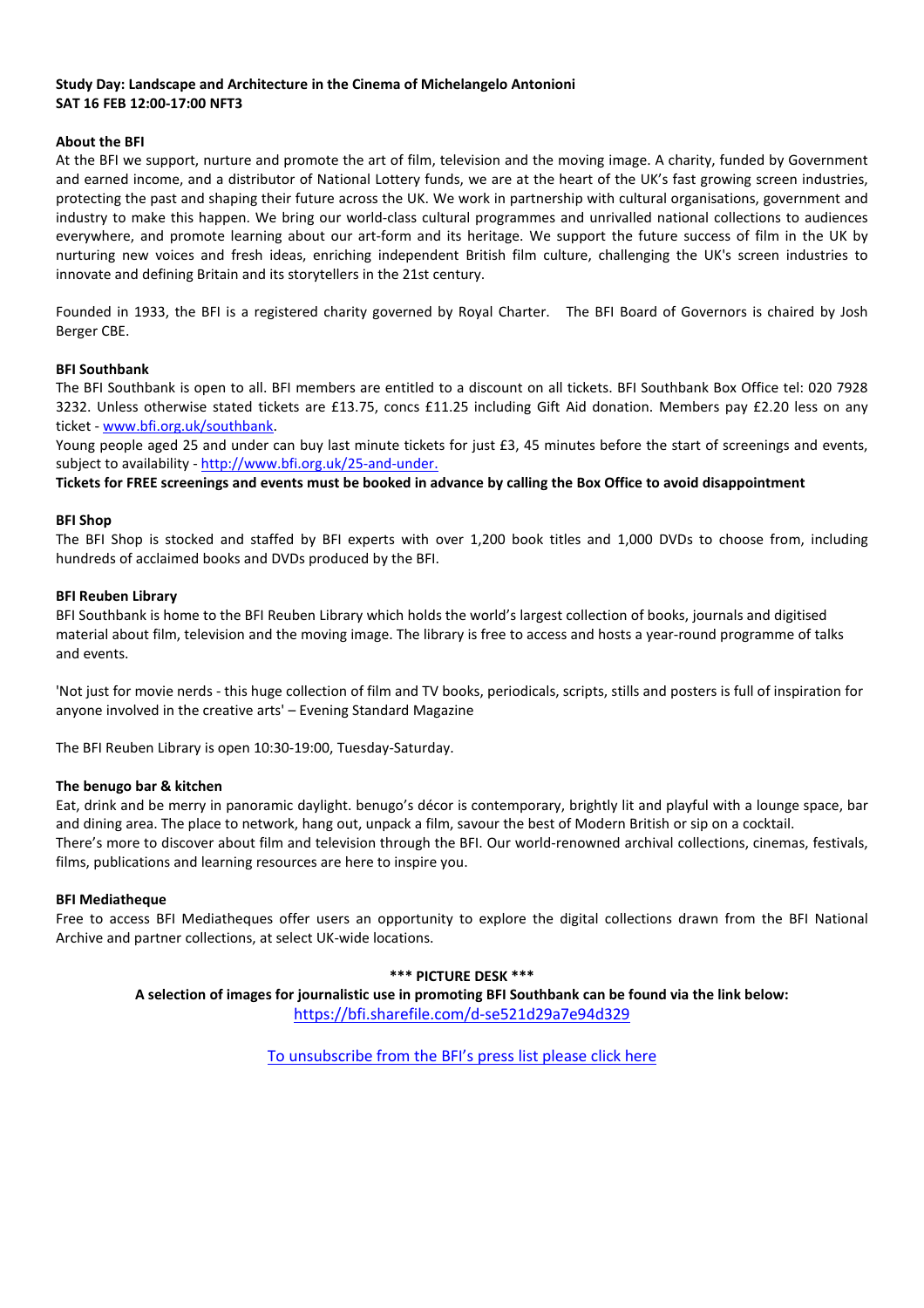**Study Day: Landscape and Architecture in the Cinema of Michelangelo Antonioni**
**SAT 16 FEB 12:00-17:00 NFT3**

### About the BFI

At the BFI we support, nurture and promote the art of film, television and the moving image. A charity, funded by Government and earned income, and a distributor of National Lottery funds, we are at the heart of the UK's fast growing screen industries, protecting the past and shaping their future across the UK. We work in partnership with cultural organisations, government and industry to make this happen. We bring our world-class cultural programmes and unrivalled national collections to audiences everywhere, and promote learning about our art-form and its heritage. We support the future success of film in the UK by nurturing new voices and fresh ideas, enriching independent British film culture, challenging the UK's screen industries to innovate and defining Britain and its storytellers in the 21st century.

Founded in 1933, the BFI is a registered charity governed by Royal Charter. The BFI Board of Governors is chaired by Josh Berger CBE.

### BFI Southbank

The BFI Southbank is open to all. BFI members are entitled to a discount on all tickets. BFI Southbank Box Office tel: 020 7928 3232. Unless otherwise stated tickets are £13.75, concs £11.25 including Gift Aid donation. Members pay £2.20 less on any ticket - [www.bfi.org.uk/southbank](www.bfi.org.uk/southbank).

Young people aged 25 and under can buy last minute tickets for just £3, 45 minutes before the start of screenings and events, subject to availability - [http://www.bfi.org.uk/25-and-under.](http://www.bfi.org.uk/25-and-under)

**Tickets for FREE screenings and events must be booked in advance by calling the Box Office to avoid disappointment**

### BFI Shop

The BFI Shop is stocked and staffed by BFI experts with over 1,200 book titles and 1,000 DVDs to choose from, including hundreds of acclaimed books and DVDs produced by the BFI.

### BFI Reuben Library

BFI Southbank is home to the BFI Reuben Library which holds the world's largest collection of books, journals and digitised material about film, television and the moving image. The library is free to access and hosts a year-round programme of talks and events.

'Not just for movie nerds - this huge collection of film and TV books, periodicals, scripts, stills and posters is full of inspiration for anyone involved in the creative arts' – Evening Standard Magazine

The BFI Reuben Library is open 10:30-19:00, Tuesday-Saturday.

### The benugo bar & kitchen

Eat, drink and be merry in panoramic daylight. benugo's décor is contemporary, brightly lit and playful with a lounge space, bar and dining area. The place to network, hang out, unpack a film, savour the best of Modern British or sip on a cocktail.
There's more to discover about film and television through the BFI. Our world-renowned archival collections, cinemas, festivals, films, publications and learning resources are here to inspire you.

### BFI Mediatheque

Free to access BFI Mediatheques offer users an opportunity to explore the digital collections drawn from the BFI National Archive and partner collections, at select UK-wide locations.

**\*\*\* PICTURE DESK \*\*\***

**A selection of images for journalistic use in promoting BFI Southbank can be found via the link below:**
[https://bfi.sharefile.com/d-se521d29a7e94d329](https://bfi.sharefile.com/d-se521d29a7e94d329)

To unsubscribe from the BFI's press list please click here